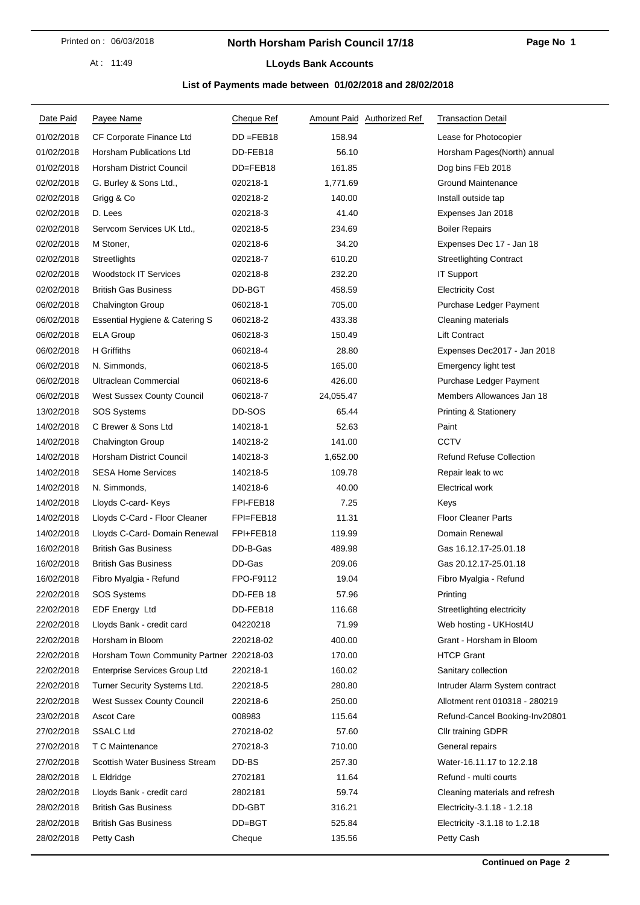# North Horsham Parish Council 17/18

Printed on : 06/03/2018

At : 11:49

## LLoyds Bank Accounts

### List of Payments made between 01/02/2018 and 28/02/2018

| Date Paid | Payee Name | Cheque Ref | Amount Paid | Authorized Ref | Transaction Detail |
|---|---|---|---|---|---|
| 01/02/2018 | CF Corporate Finance Ltd | DD =FEB18 | 158.94 | | Lease for Photocopier |
| 01/02/2018 | Horsham Publications Ltd | DD-FEB18 | 56.10 | | Horsham Pages(North) annual |
| 01/02/2018 | Horsham District Council | DD=FEB18 | 161.85 | | Dog bins FEb 2018 |
| 02/02/2018 | G. Burley & Sons Ltd., | 020218-1 | 1,771.69 | | Ground Maintenance |
| 02/02/2018 | Grigg & Co | 020218-2 | 140.00 | | Install outside tap |
| 02/02/2018 | D. Lees | 020218-3 | 41.40 | | Expenses Jan 2018 |
| 02/02/2018 | Servcom Services UK Ltd., | 020218-5 | 234.69 | | Boiler Repairs |
| 02/02/2018 | M Stoner, | 020218-6 | 34.20 | | Expenses Dec 17 - Jan 18 |
| 02/02/2018 | Streetlights | 020218-7 | 610.20 | | Streetlighting Contract |
| 02/02/2018 | Woodstock IT Services | 020218-8 | 232.20 | | IT Support |
| 02/02/2018 | British Gas Business | DD-BGT | 458.59 | | Electricity Cost |
| 06/02/2018 | Chalvington Group | 060218-1 | 705.00 | | Purchase Ledger Payment |
| 06/02/2018 | Essential Hygiene & Catering S | 060218-2 | 433.38 | | Cleaning materials |
| 06/02/2018 | ELA Group | 060218-3 | 150.49 | | Lift Contract |
| 06/02/2018 | H Griffiths | 060218-4 | 28.80 | | Expenses Dec2017 - Jan 2018 |
| 06/02/2018 | N. Simmonds, | 060218-5 | 165.00 | | Emergency light test |
| 06/02/2018 | Ultraclean Commercial | 060218-6 | 426.00 | | Purchase Ledger Payment |
| 06/02/2018 | West Sussex County Council | 060218-7 | 24,055.47 | | Members Allowances Jan 18 |
| 13/02/2018 | SOS Systems | DD-SOS | 65.44 | | Printing & Stationery |
| 14/02/2018 | C Brewer & Sons Ltd | 140218-1 | 52.63 | | Paint |
| 14/02/2018 | Chalvington Group | 140218-2 | 141.00 | | CCTV |
| 14/02/2018 | Horsham District Council | 140218-3 | 1,652.00 | | Refund Refuse Collection |
| 14/02/2018 | SESA Home Services | 140218-5 | 109.78 | | Repair leak to wc |
| 14/02/2018 | N. Simmonds, | 140218-6 | 40.00 | | Electrical work |
| 14/02/2018 | Lloyds C-card- Keys | FPI-FEB18 | 7.25 | | Keys |
| 14/02/2018 | Lloyds C-Card - Floor Cleaner | FPI=FEB18 | 11.31 | | Floor Cleaner Parts |
| 14/02/2018 | Lloyds C-Card- Domain Renewal | FPI+FEB18 | 119.99 | | Domain Renewal |
| 16/02/2018 | British Gas Business | DD-B-Gas | 489.98 | | Gas 16.12.17-25.01.18 |
| 16/02/2018 | British Gas Business | DD-Gas | 209.06 | | Gas 20.12.17-25.01.18 |
| 16/02/2018 | Fibro Myalgia - Refund | FPO-F9112 | 19.04 | | Fibro Myalgia - Refund |
| 22/02/2018 | SOS Systems | DD-FEB 18 | 57.96 | | Printing |
| 22/02/2018 | EDF Energy Ltd | DD-FEB18 | 116.68 | | Streetlighting electricity |
| 22/02/2018 | Lloyds Bank - credit card | 04220218 | 71.99 | | Web hosting - UKHost4U |
| 22/02/2018 | Horsham in Bloom | 220218-02 | 400.00 | | Grant - Horsham in Bloom |
| 22/02/2018 | Horsham Town Community Partner | 220218-03 | 170.00 | | HTCP Grant |
| 22/02/2018 | Enterprise Services Group Ltd | 220218-1 | 160.02 | | Sanitary collection |
| 22/02/2018 | Turner Security Systems Ltd. | 220218-5 | 280.80 | | Intruder Alarm System contract |
| 22/02/2018 | West Sussex County Council | 220218-6 | 250.00 | | Allotment rent 010318 - 280219 |
| 23/02/2018 | Ascot Care | 008983 | 115.64 | | Refund-Cancel Booking-Inv20801 |
| 27/02/2018 | SSALC Ltd | 270218-02 | 57.60 | | Cllr training GDPR |
| 27/02/2018 | T C Maintenance | 270218-3 | 710.00 | | General repairs |
| 27/02/2018 | Scottish Water Business Stream | DD-BS | 257.30 | | Water-16.11.17 to 12.2.18 |
| 28/02/2018 | L Eldridge | 2702181 | 11.64 | | Refund - multi courts |
| 28/02/2018 | Lloyds Bank - credit card | 2802181 | 59.74 | | Cleaning materials and refresh |
| 28/02/2018 | British Gas Business | DD-GBT | 316.21 | | Electricity-3.1.18 - 1.2.18 |
| 28/02/2018 | British Gas Business | DD=BGT | 525.84 | | Electricity -3.1.18 to 1.2.18 |
| 28/02/2018 | Petty Cash | Cheque | 135.56 | | Petty Cash |

**Continued on Page 2**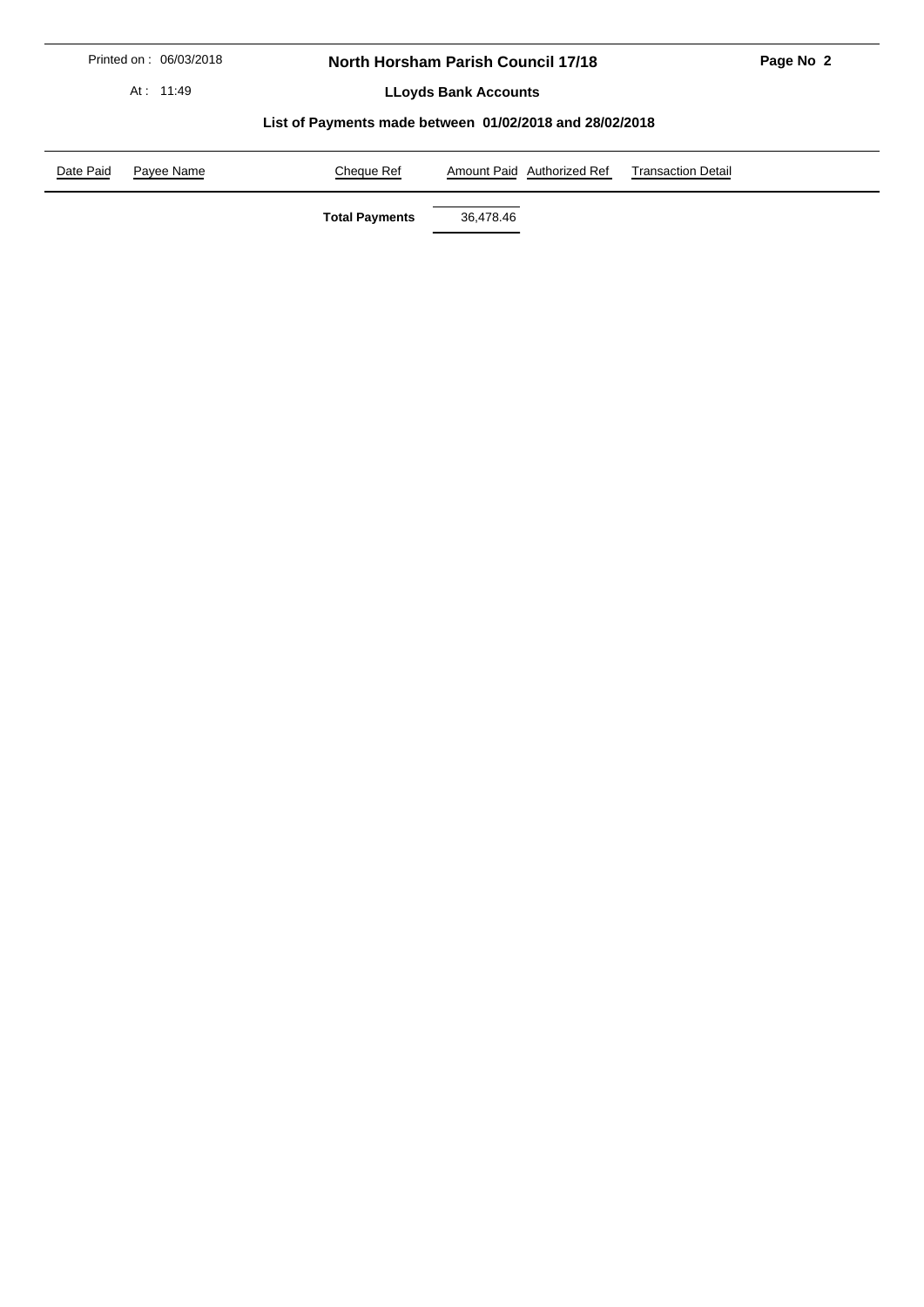| Date Paid | Payee Name | Cheque Ref | Amount Paid | Authorized Ref | Transaction Detail |
|---|---|---|---|---|---|
| | | **Total Payments** | 36,478.46 | | |